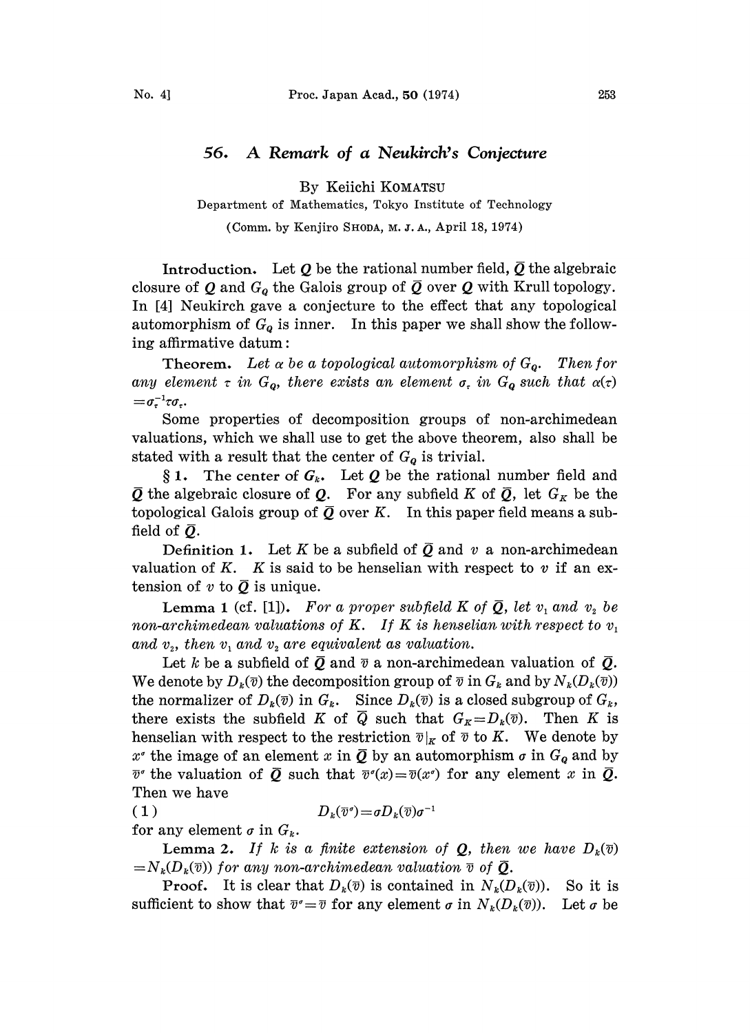# 56. A Remark of a Neukirch's Conjecture

By Keiichi KOMATSU

Department of Mathematics, Tokyo Institute of Technology

(Comm. by Kenjiro SHODA, M. J. A., April 18, 1974)

**Introduction.** Let $Q$ be the rational number field, $\bar{Q}$ the algebraic closure of $Q$ and $G_Q$ the Galois group of $\bar{Q}$ over $Q$ with Krull topology. In [4] Neukirch gave a conjecture to the effect that any topological automorphism of $G_Q$ is inner. In this paper we shall show the following affirmative datum:

**Theorem.** *Let $\alpha$ be a topological automorphism of $G_Q$. Then for any element $\tau$ in $G_Q$, there exists an element $\sigma_\tau$ in $G_Q$ such that $\alpha(\tau) = \sigma_\tau^{-1}\tau\sigma_\tau$.*

Some properties of decomposition groups of non-archimedean valuations, which we shall use to get the above theorem, also shall be stated with a result that the center of $G_Q$ is trivial.

**§ 1. The center of $G_k$.** Let $Q$ be the rational number field and $\bar{Q}$ the algebraic closure of $Q$. For any subfield $K$ of $\bar{Q}$, let $G_K$ be the topological Galois group of $\bar{Q}$ over $K$. In this paper field means a subfield of $\bar{Q}$.

**Definition 1.** Let $K$ be a subfield of $\bar{Q}$ and $v$ a non-archimedean valuation of $K$. $K$ is said to be henselian with respect to $v$ if an extension of $v$ to $\bar{Q}$ is unique.

**Lemma 1** (cf. [1]). *For a proper subfield $K$ of $\bar{Q}$, let $v_1$ and $v_2$ be non-archimedean valuations of $K$. If $K$ is henselian with respect to $v_1$ and $v_2$, then $v_1$ and $v_2$ are equivalent as valuation.*

Let $k$ be a subfield of $\bar{Q}$ and $\bar{v}$ a non-archimedean valuation of $\bar{Q}$. We denote by $D_k(\bar{v})$ the decomposition group of $\bar{v}$ in $G_k$ and by $N_k(D_k(\bar{v}))$ the normalizer of $D_k(\bar{v})$ in $G_k$. Since $D_k(\bar{v})$ is a closed subgroup of $G_k$, there exists the subfield $K$ of $\bar{Q}$ such that $G_K = D_k(\bar{v})$. Then $K$ is henselian with respect to the restriction $\bar{v}|_K$ of $\bar{v}$ to $K$. We denote by $x^\sigma$ the image of an element $x$ in $\bar{Q}$ by an automorphism $\sigma$ in $G_Q$ and by $\bar{v}^\sigma$ the valuation of $\bar{Q}$ such that $\bar{v}^\sigma(x) = \bar{v}(x^\sigma)$ for any element $x$ in $\bar{Q}$. Then we have

$$(1) \qquad D_k(\bar{v}^\sigma) = \sigma D_k(\bar{v})\sigma^{-1}$$

for any element $\sigma$ in $G_k$.

**Lemma 2.** *If $k$ is a finite extension of $Q$, then we have $D_k(\bar{v}) = N_k(D_k(\bar{v}))$ for any non-archimedean valuation $\bar{v}$ of $\bar{Q}$.*

**Proof.** It is clear that $D_k(\bar{v})$ is contained in $N_k(D_k(\bar{v}))$. So it is sufficient to show that $\bar{v}^\sigma = \bar{v}$ for any element $\sigma$ in $N_k(D_k(\bar{v}))$. Let $\sigma$ be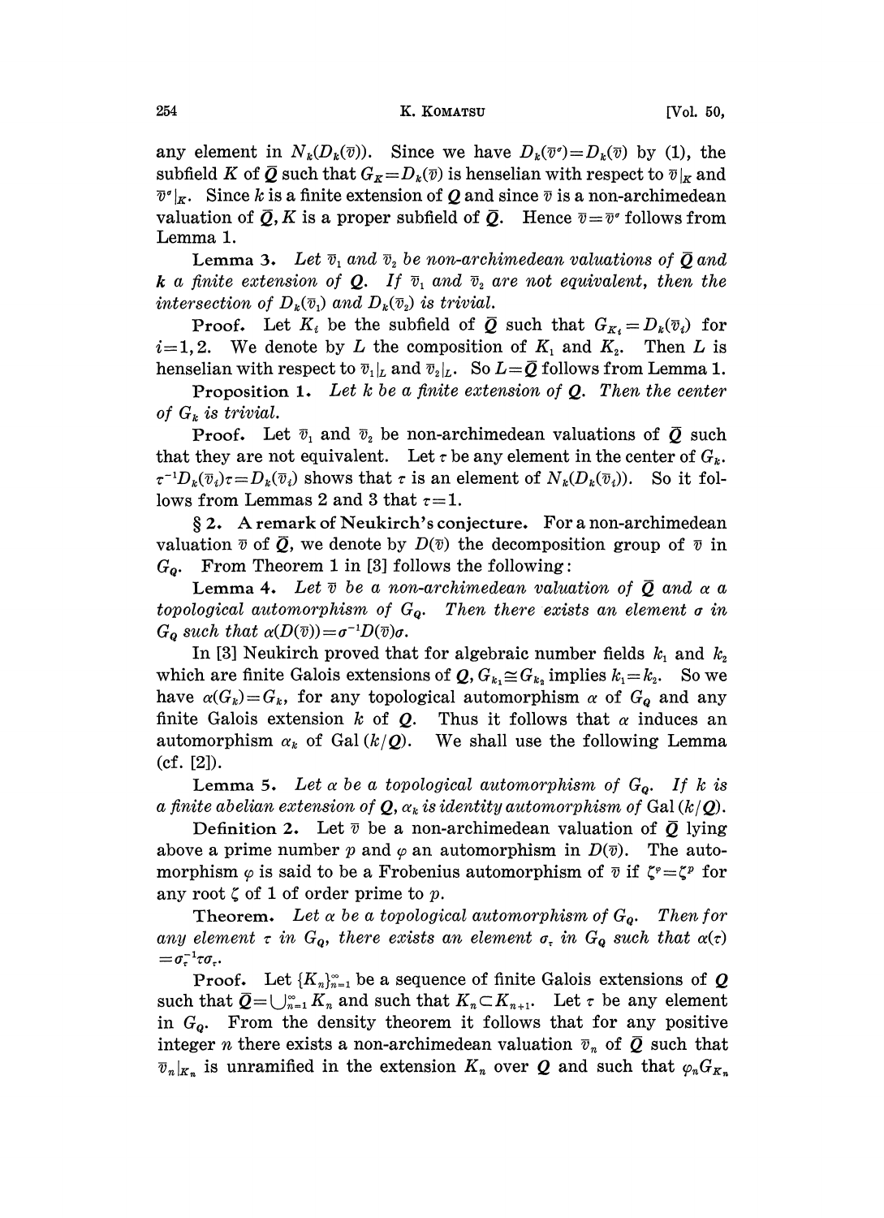any element in $N_k(D_k(\bar{v}))$. Since we have $D_k(\bar{v}^\sigma)=D_k(\bar{v})$ by (1), the subfield $K$ of $\bar{Q}$ such that $G_K=D_k(\bar{v})$ is henselian with respect to $\bar{v}|_K$ and $\bar{v}^\sigma|_K$. Since $k$ is a finite extension of $Q$ and since $\bar{v}$ is a non-archimedean valuation of $\bar{Q}$, $K$ is a proper subfield of $\bar{Q}$. Hence $\bar{v}=\bar{v}^\sigma$ follows from Lemma 1.

**Lemma 3.** *Let $\bar{v}_1$ and $\bar{v}_2$ be non-archimedean valuations of $\bar{Q}$ and $k$ a finite extension of $Q$. If $\bar{v}_1$ and $\bar{v}_2$ are not equivalent, then the intersection of $D_k(\bar{v}_1)$ and $D_k(\bar{v}_2)$ is trivial.*

**Proof.** Let $K_i$ be the subfield of $\bar{Q}$ such that $G_{K_i}=D_k(\bar{v}_i)$ for $i=1,2$. We denote by $L$ the composition of $K_1$ and $K_2$. Then $L$ is henselian with respect to $\bar{v}_1|_L$ and $\bar{v}_2|_L$. So $L=\bar{Q}$ follows from Lemma 1.

**Proposition 1.** *Let $k$ be a finite extension of $Q$. Then the center of $G_k$ is trivial.*

**Proof.** Let $\bar{v}_1$ and $\bar{v}_2$ be non-archimedean valuations of $\bar{Q}$ such that they are not equivalent. Let $\tau$ be any element in the center of $G_k$. $\tau^{-1}D_k(\bar{v}_i)\tau=D_k(\bar{v}_i)$ shows that $\tau$ is an element of $N_k(D_k(\bar{v}_i))$. So it follows from Lemmas 2 and 3 that $\tau=1$.

## § 2. A remark of Neukirch's conjecture.

For a non-archimedean valuation $\bar{v}$ of $\bar{Q}$, we denote by $D(\bar{v})$ the decomposition group of $\bar{v}$ in $G_Q$. From Theorem 1 in [3] follows the following:

**Lemma 4.** *Let $\bar{v}$ be a non-archimedean valuation of $\bar{Q}$ and $\alpha$ a topological automorphism of $G_Q$. Then there exists an element $\sigma$ in $G_Q$ such that $\alpha(D(\bar{v}))=\sigma^{-1}D(\bar{v})\sigma$.*

In [3] Neukirch proved that for algebraic number fields $k_1$ and $k_2$ which are finite Galois extensions of $Q$, $G_{k_1}\cong G_{k_2}$ implies $k_1=k_2$. So we have $\alpha(G_k)=G_k$, for any topological automorphism $\alpha$ of $G_Q$ and any finite Galois extension $k$ of $Q$. Thus it follows that $\alpha$ induces an automorphism $\alpha_k$ of $\mathrm{Gal}(k/Q)$. We shall use the following Lemma (cf. [2]).

**Lemma 5.** *Let $\alpha$ be a topological automorphism of $G_Q$. If $k$ is a finite abelian extension of $Q$, $\alpha_k$ is identity automorphism of $\mathrm{Gal}(k/Q)$.*

**Definition 2.** Let $\bar{v}$ be a non-archimedean valuation of $\bar{Q}$ lying above a prime number $p$ and $\varphi$ an automorphism in $D(\bar{v})$. The automorphism $\varphi$ is said to be a Frobenius automorphism of $\bar{v}$ if $\zeta^\varphi=\zeta^p$ for any root $\zeta$ of 1 of order prime to $p$.

**Theorem.** *Let $\alpha$ be a topological automorphism of $G_Q$. Then for any element $\tau$ in $G_Q$, there exists an element $\sigma_\tau$ in $G_Q$ such that $\alpha(\tau)=\sigma_\tau^{-1}\tau\sigma_\tau$.*

**Proof.** Let $\{K_n\}_{n=1}^\infty$ be a sequence of finite Galois extensions of $Q$ such that $\bar{Q}=\bigcup_{n=1}^\infty K_n$ and such that $K_n\subset K_{n+1}$. Let $\tau$ be any element in $G_Q$. From the density theorem it follows that for any positive integer $n$ there exists a non-archimedean valuation $\bar{v}_n$ of $\bar{Q}$ such that $\bar{v}_n|_{K_n}$ is unramified in the extension $K_n$ over $Q$ and such that $\varphi_nG_{K_n}$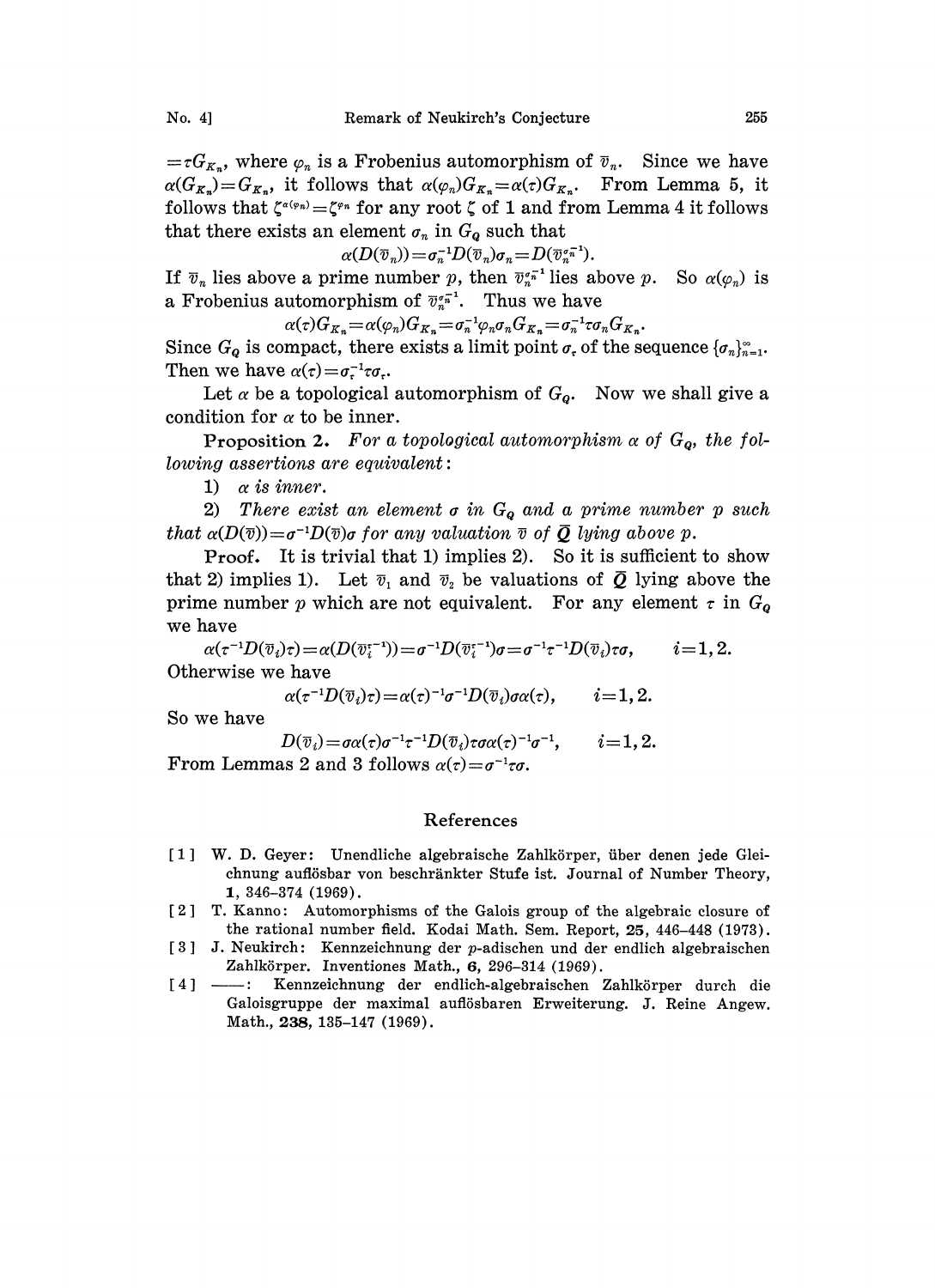$=\tau G_{K_n}$, where $\varphi_n$ is a Frobenius automorphism of $\bar{v}_n$. Since we have $\alpha(G_{K_n})=G_{K_n}$, it follows that $\alpha(\varphi_n)G_{K_n}=\alpha(\tau)G_{K_n}$. From Lemma 5, it follows that $\zeta^{\alpha(\varphi_n)}=\zeta^{\varphi_n}$ for any root $\zeta$ of 1 and from Lemma 4 it follows that there exists an element $\sigma_n$ in $G_Q$ such that

$$\alpha(D(\bar{v}_n))=\sigma_n^{-1}D(\bar{v}_n)\sigma_n=D(\bar{v}_n^{\sigma_n^{-1}}).$$

If $\bar{v}_n$ lies above a prime number $p$, then $\bar{v}_n^{\sigma_n^{-1}}$ lies above $p$. So $\alpha(\varphi_n)$ is a Frobenius automorphism of $\bar{v}_n^{\sigma_n^{-1}}$. Thus we have

$$\alpha(\tau)G_{K_n}=\alpha(\varphi_n)G_{K_n}=\sigma_n^{-1}\varphi_n\sigma_n G_{K_n}=\sigma_n^{-1}\tau\sigma_n G_{K_n}.$$

Since $G_Q$ is compact, there exists a limit point $\sigma_\tau$ of the sequence $\{\sigma_n\}_{n=1}^{\infty}$. Then we have $\alpha(\tau)=\sigma_\tau^{-1}\tau\sigma_\tau$.

Let $\alpha$ be a topological automorphism of $G_Q$. Now we shall give a condition for $\alpha$ to be inner.

**Proposition 2.** *For a topological automorphism $\alpha$ of $G_Q$, the following assertions are equivalent*:

1) *$\alpha$ is inner.*

2) *There exist an element $\sigma$ in $G_Q$ and a prime number $p$ such that $\alpha(D(\bar{v}))=\sigma^{-1}D(\bar{v})\sigma$ for any valuation $\bar{v}$ of $\bar{Q}$ lying above $p$.*

**Proof.** It is trivial that 1) implies 2). So it is sufficient to show that 2) implies 1). Let $\bar{v}_1$ and $\bar{v}_2$ be valuations of $\bar{Q}$ lying above the prime number $p$ which are not equivalent. For any element $\tau$ in $G_Q$ we have

$$\alpha(\tau^{-1}D(\bar{v}_i)\tau)=\alpha(D(\bar{v}_i^{\tau^{-1}}))=\sigma^{-1}D(\bar{v}_i^{\tau^{-1}})\sigma=\sigma^{-1}\tau^{-1}D(\bar{v}_i)\tau\sigma, \qquad i=1,2.$$

Otherwise we have

$$\alpha(\tau^{-1}D(\bar{v}_i)\tau)=\alpha(\tau)^{-1}\sigma^{-1}D(\bar{v}_i)\sigma\alpha(\tau), \qquad i=1,2.$$

So we have

$$D(\bar{v}_i)=\sigma\alpha(\tau)\sigma^{-1}\tau^{-1}D(\bar{v}_i)\tau\sigma\alpha(\tau)^{-1}\sigma^{-1}, \qquad i=1,2.$$

From Lemmas 2 and 3 follows $\alpha(\tau)=\sigma^{-1}\tau\sigma$.

## References

[1] W. D. Geyer: Unendliche algebraische Zahlkörper, über denen jede Gleichung auflösbar von beschränkter Stufe ist. Journal of Number Theory, **1**, 346–374 (1969).

[2] T. Kanno: Automorphisms of the Galois group of the algebraic closure of the rational number field. Kodai Math. Sem. Report, **25**, 446–448 (1973).

[3] J. Neukirch: Kennzeichnung der $p$-adischen und der endlich algebraischen Zahlkörper. Inventiones Math., **6**, 296–314 (1969).

[4] ——: Kennzeichnung der endlich-algebraischen Zahlkörper durch die Galoisgruppe der maximal auflösbaren Erweiterung. J. Reine Angew. Math., **238**, 135–147 (1969).